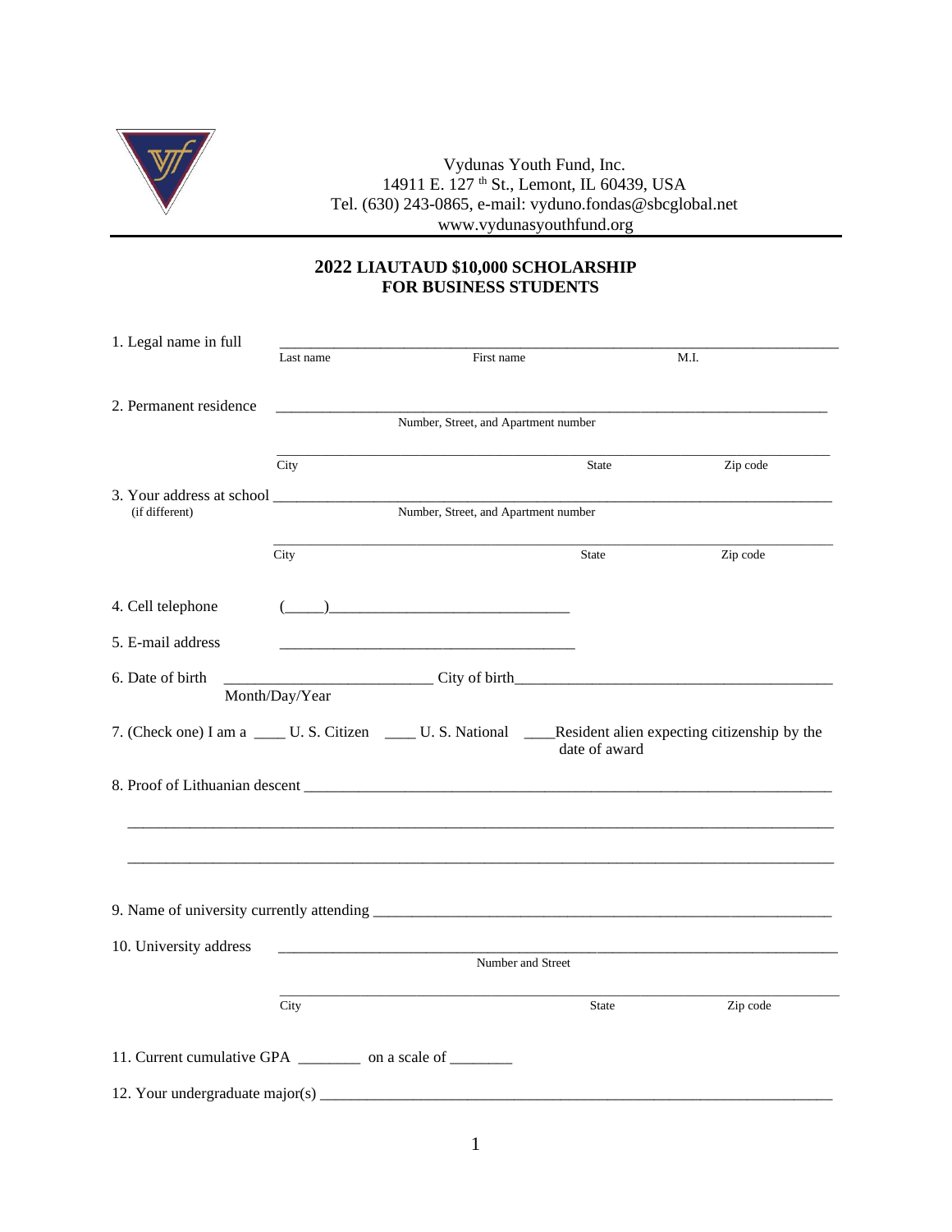Vydunas Youth Fund, Inc.
14911 E. 127 th St., Lemont, IL 60439, USA
Tel. (630) 243-0865, e-mail: vyduno.fondas@sbcglobal.net
www.vydunasyouthfund.org

## 2022 LIAUTAUD $10,000 SCHOLARSHIP FOR BUSINESS STUDENTS

1. Legal name in full ______________________________________________
   Last name First name M.I.

2. Permanent residence ______________________________________________
   Number, Street, and Apartment number

   ______________________________________________
   City State Zip code

3. Your address at school ______________________________________________
   (if different) Number, Street, and Apartment number

   ______________________________________________
   City State Zip code

4. Cell telephone (_____)______________________________

5. E-mail address ______________________________________

6. Date of birth __________________________ City of birth__________________________________________
   Month/Day/Year

7. (Check one) I am a ____ U. S. Citizen ____ U. S. National ____Resident alien expecting citizenship by the date of award

8. Proof of Lithuanian descent ______________________________________________

______________________________________________________________________________

______________________________________________________________________________

9. Name of university currently attending ______________________________________________

10. University address ______________________________________________
    Number and Street

    ______________________________________________
    City State Zip code

11. Current cumulative GPA ________ on a scale of ________

12. Your undergraduate major(s) ______________________________________________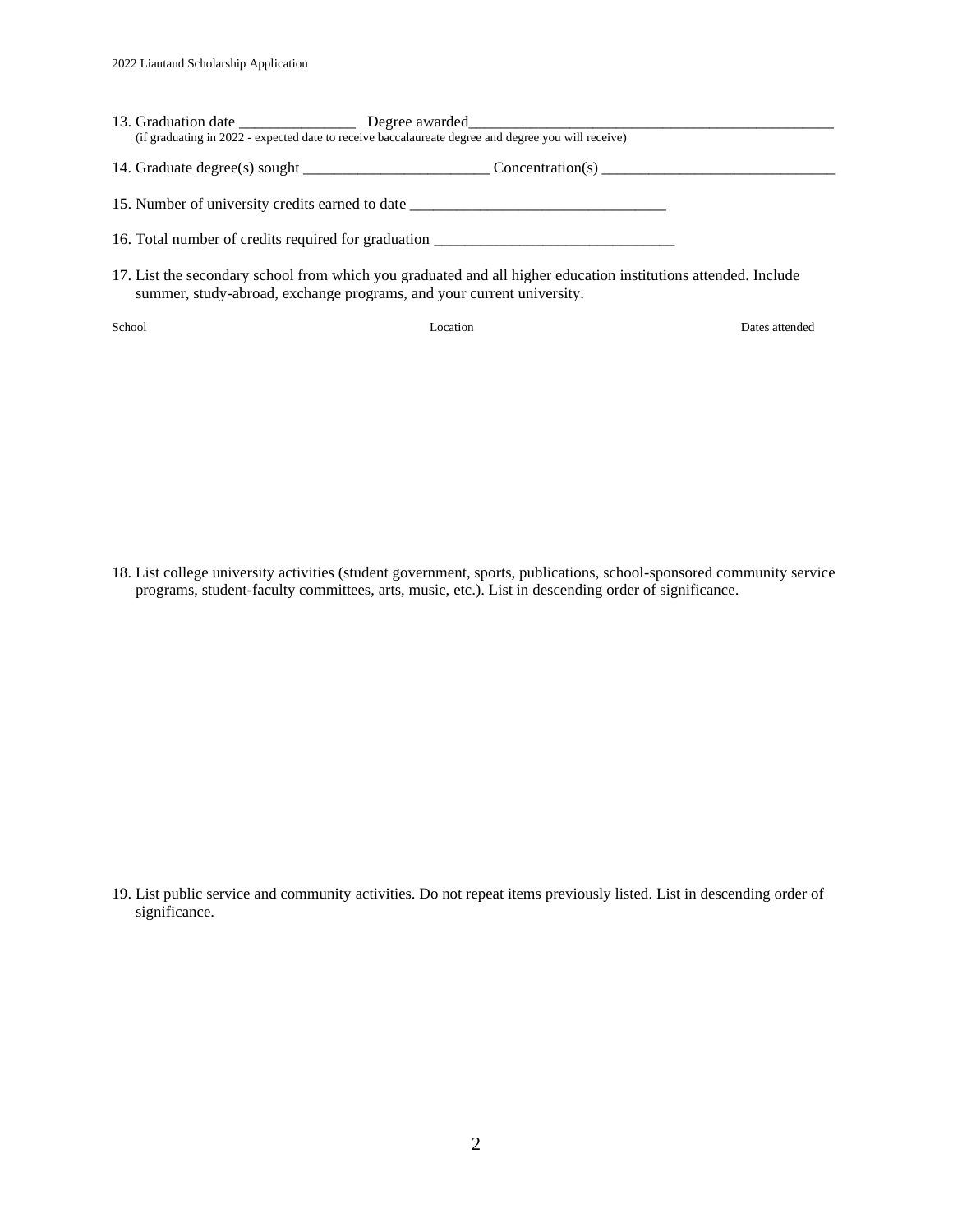13. Graduation date _______________ Degree awarded_______________________________________________
    (if graduating in 2022 - expected date to receive baccalaureate degree and degree you will receive)

14. Graduate degree(s) sought ________________________ Concentration(s) ______________________________

15. Number of university credits earned to date _________________________________

16. Total number of credits required for graduation _______________________________

17. List the secondary school from which you graduated and all higher education institutions attended. Include summer, study-abroad, exchange programs, and your current university.

| School | Location | Dates attended |
| --- | --- | --- |

18. List college university activities (student government, sports, publications, school-sponsored community service programs, student-faculty committees, arts, music, etc.). List in descending order of significance.

19. List public service and community activities. Do not repeat items previously listed. List in descending order of significance.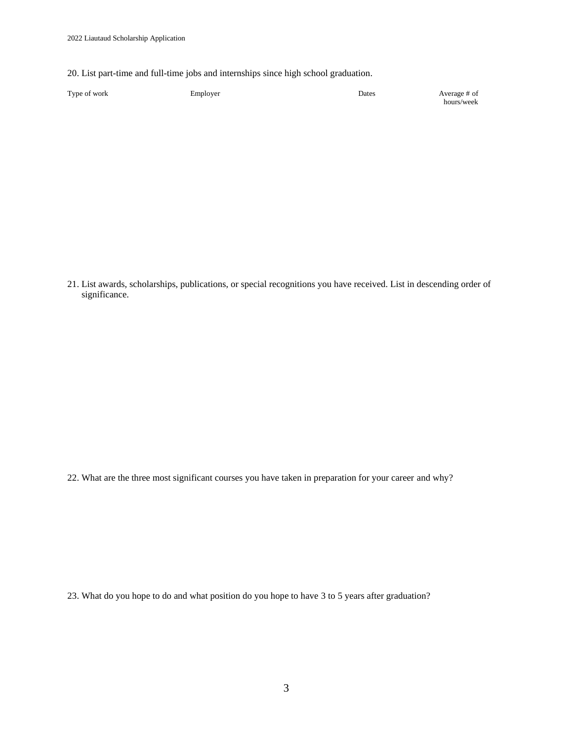20. List part-time and full-time jobs and internships since high school graduation.

| Type of work | Employer | Dates | Average # of hours/week |
| --- | --- | --- | --- |

21. List awards, scholarships, publications, or special recognitions you have received. List in descending order of significance.

22. What are the three most significant courses you have taken in preparation for your career and why?

23. What do you hope to do and what position do you hope to have 3 to 5 years after graduation?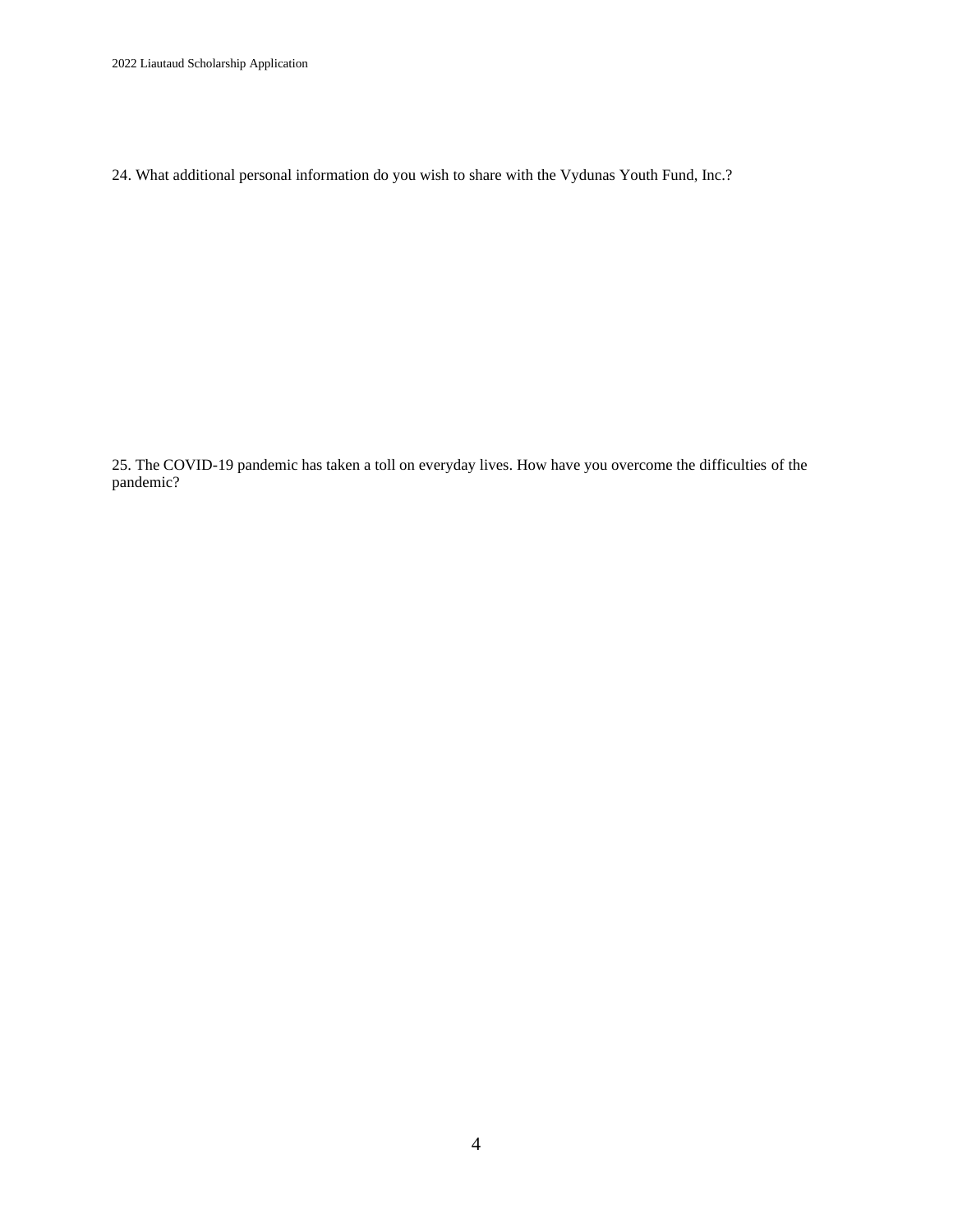24. What additional personal information do you wish to share with the Vydunas Youth Fund, Inc.?

25. The COVID-19 pandemic has taken a toll on everyday lives. How have you overcome the difficulties of the pandemic?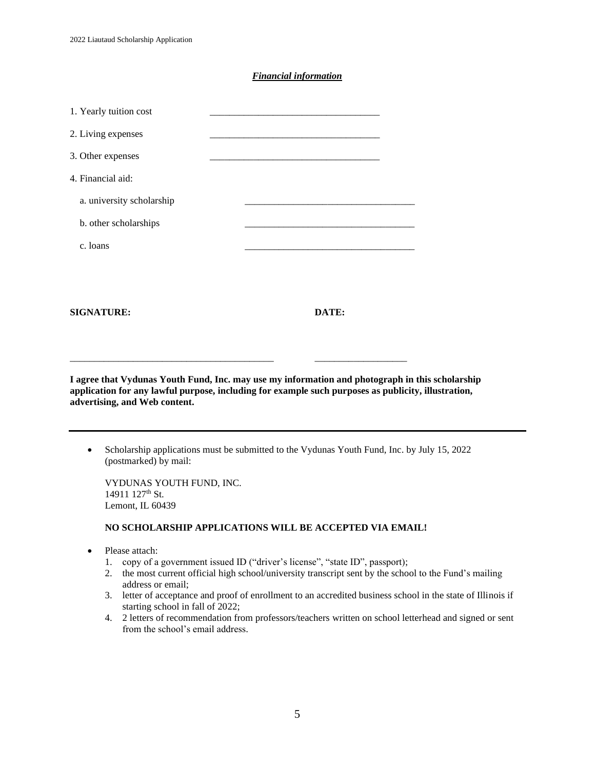***Financial information***

1. Yearly tuition cost ___________________________________
2. Living expenses ___________________________________
3. Other expenses ___________________________________
4. Financial aid:
   a. university scholarship ___________________________________
   b. other scholarships ___________________________________
   c. loans ___________________________________

**SIGNATURE:** **DATE:**

_________________________________________ ___________________

**I agree that Vydunas Youth Fund, Inc. may use my information and photograph in this scholarship application for any lawful purpose, including for example such purposes as publicity, illustration, advertising, and Web content.**

---

- Scholarship applications must be submitted to the Vydunas Youth Fund, Inc. by July 15, 2022 (postmarked) by mail:

  VYDUNAS YOUTH FUND, INC.
  14911 127th St.
  Lemont, IL 60439

  **NO SCHOLARSHIP APPLICATIONS WILL BE ACCEPTED VIA EMAIL!**

- Please attach:
  1. copy of a government issued ID ("driver's license", "state ID", passport);
  2. the most current official high school/university transcript sent by the school to the Fund's mailing address or email;
  3. letter of acceptance and proof of enrollment to an accredited business school in the state of Illinois if starting school in fall of 2022;
  4. 2 letters of recommendation from professors/teachers written on school letterhead and signed or sent from the school's email address.